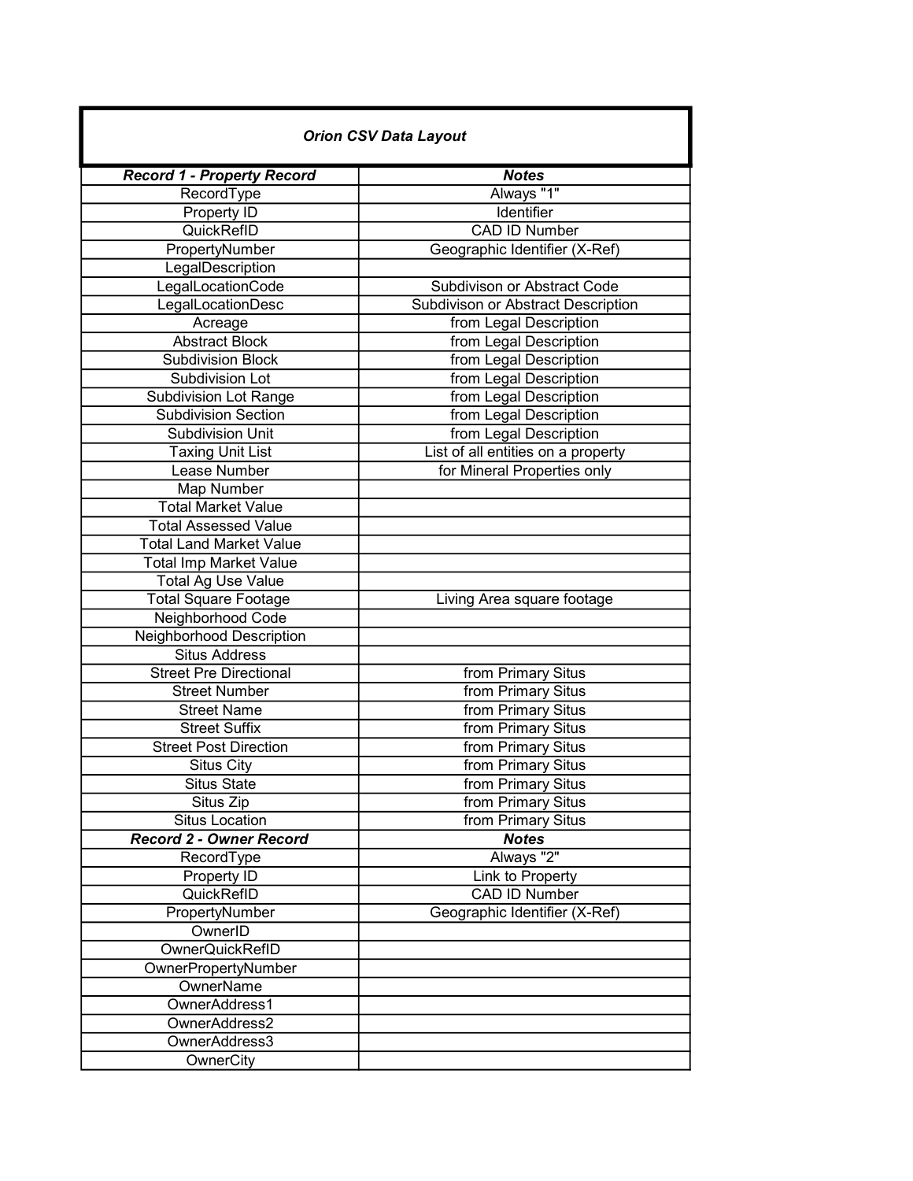## *Orion CSV Data Layout*

| ***Record 1 - Property Record*** | ***Notes*** |
|---|---|
| RecordType | Always "1" |
| Property ID | Identifier |
| QuickRefID | CAD ID Number |
| PropertyNumber | Geographic Identifier (X-Ref) |
| LegalDescription | |
| LegalLocationCode | Subdivison or Abstract Code |
| LegalLocationDesc | Subdivison or Abstract Description |
| Acreage | from Legal Description |
| Abstract Block | from Legal Description |
| Subdivision Block | from Legal Description |
| Subdivision Lot | from Legal Description |
| Subdivision Lot Range | from Legal Description |
| Subdivision Section | from Legal Description |
| Subdivision Unit | from Legal Description |
| Taxing Unit List | List of all entities on a property |
| Lease Number | for Mineral Properties only |
| Map Number | |
| Total Market Value | |
| Total Assessed Value | |
| Total Land Market Value | |
| Total Imp Market Value | |
| Total Ag Use Value | |
| Total Square Footage | Living Area square footage |
| Neighborhood Code | |
| Neighborhood Description | |
| Situs Address | |
| Street Pre Directional | from Primary Situs |
| Street Number | from Primary Situs |
| Street Name | from Primary Situs |
| Street Suffix | from Primary Situs |
| Street Post Direction | from Primary Situs |
| Situs City | from Primary Situs |
| Situs State | from Primary Situs |
| Situs Zip | from Primary Situs |
| Situs Location | from Primary Situs |
| ***Record 2 - Owner Record*** | ***Notes*** |
| RecordType | Always "2" |
| Property ID | Link to Property |
| QuickRefID | CAD ID Number |
| PropertyNumber | Geographic Identifier (X-Ref) |
| OwnerID | |
| OwnerQuickRefID | |
| OwnerPropertyNumber | |
| OwnerName | |
| OwnerAddress1 | |
| OwnerAddress2 | |
| OwnerAddress3 | |
| OwnerCity | |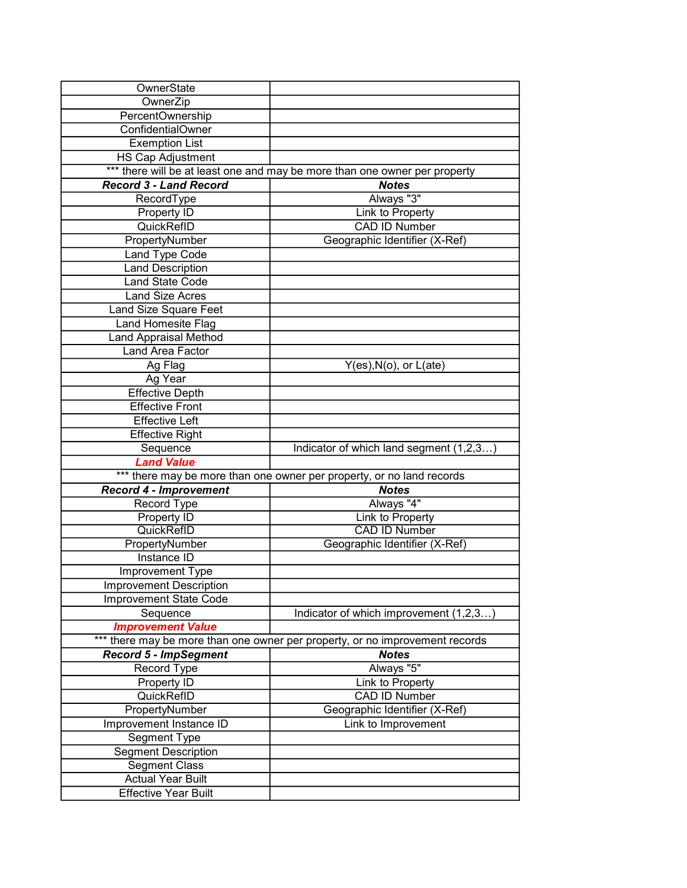| | |
|---|---|
| OwnerState | |
| OwnerZip | |
| PercentOwnership | |
| ConfidentialOwner | |
| Exemption List | |
| HS Cap Adjustment | |
| *** there will be at least one and may be more than one owner per property | |
| ***Record 3 - Land Record*** | ***Notes*** |
| RecordType | Always "3" |
| Property ID | Link to Property |
| QuickRefID | CAD ID Number |
| PropertyNumber | Geographic Identifier (X-Ref) |
| Land Type Code | |
| Land Description | |
| Land State Code | |
| Land Size Acres | |
| Land Size Square Feet | |
| Land Homesite Flag | |
| Land Appraisal Method | |
| Land Area Factor | |
| Ag Flag | Y(es),N(o), or L(ate) |
| Ag Year | |
| Effective Depth | |
| Effective Front | |
| Effective Left | |
| Effective Right | |
| Sequence | Indicator of which land segment (1,2,3…) |
| ***Land Value*** | |
| *** there may be more than one owner per property, or no land records | |
| ***Record 4 - Improvement*** | ***Notes*** |
| Record Type | Always "4" |
| Property ID | Link to Property |
| QuickRefID | CAD ID Number |
| PropertyNumber | Geographic Identifier (X-Ref) |
| Instance ID | |
| Improvement Type | |
| Improvement Description | |
| Improvement State Code | |
| Sequence | Indicator of which improvement (1,2,3…) |
| ***Improvement Value*** | |
| *** there may be more than one owner per property, or no improvement records | |
| ***Record 5 - ImpSegment*** | ***Notes*** |
| Record Type | Always "5" |
| Property ID | Link to Property |
| QuickRefID | CAD ID Number |
| PropertyNumber | Geographic Identifier (X-Ref) |
| Improvement Instance ID | Link to Improvement |
| Segment Type | |
| Segment Description | |
| Segment Class | |
| Actual Year Built | |
| Effective Year Built | |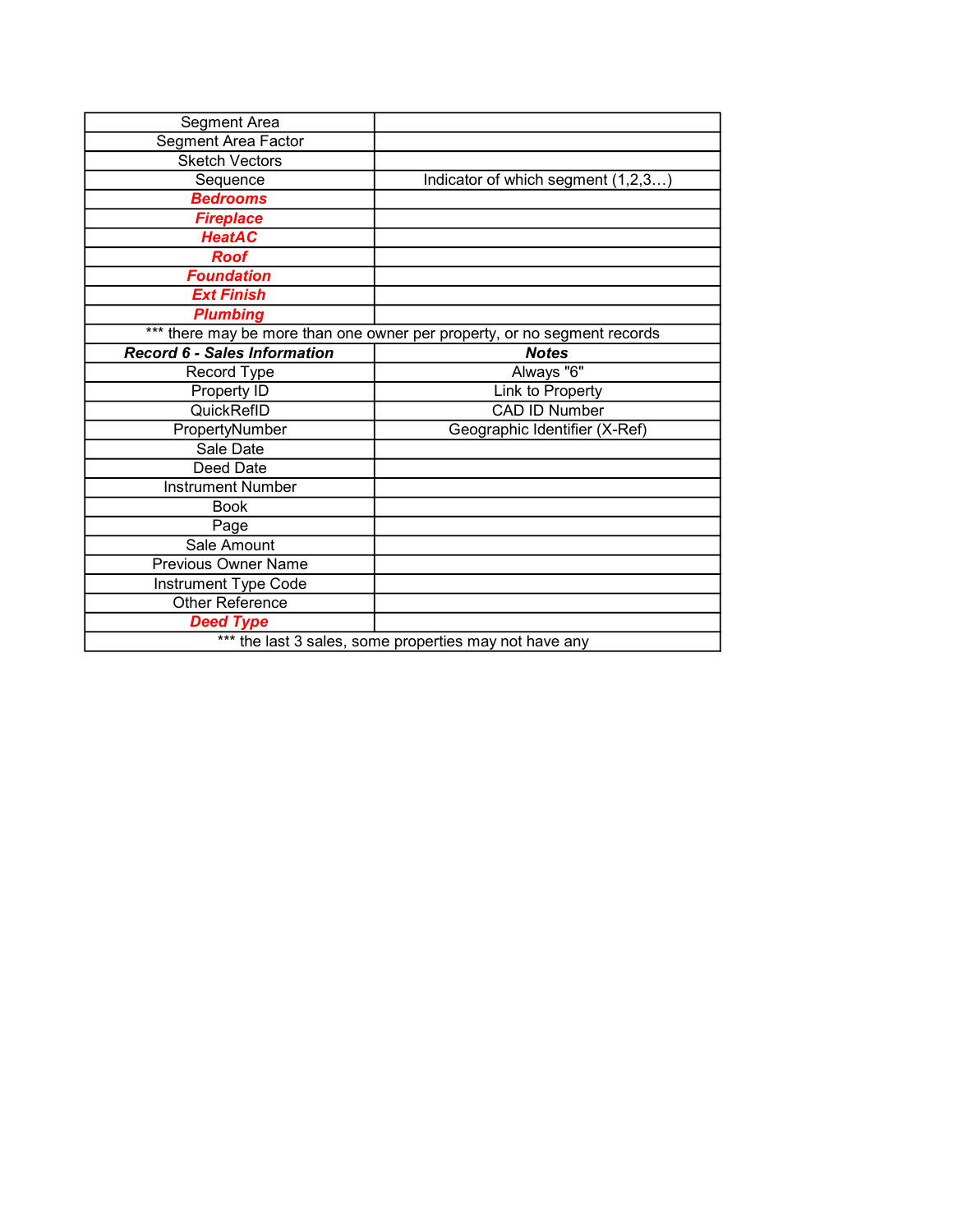| | |
|---|---|
| Segment Area | |
| Segment Area Factor | |
| Sketch Vectors | |
| Sequence | Indicator of which segment (1,2,3…) |
| ***Bedrooms*** | |
| ***Fireplace*** | |
| ***HeatAC*** | |
| ***Roof*** | |
| ***Foundation*** | |
| ***Ext Finish*** | |
| ***Plumbing*** | |
| *** there may be more than one owner per property, or no segment records | |
| ***Record 6 - Sales Information*** | ***Notes*** |
| Record Type | Always "6" |
| Property ID | Link to Property |
| QuickRefID | CAD ID Number |
| PropertyNumber | Geographic Identifier (X-Ref) |
| Sale Date | |
| Deed Date | |
| Instrument Number | |
| Book | |
| Page | |
| Sale Amount | |
| Previous Owner Name | |
| Instrument Type Code | |
| Other Reference | |
| ***Deed Type*** | |
| *** the last 3 sales, some properties may not have any | |